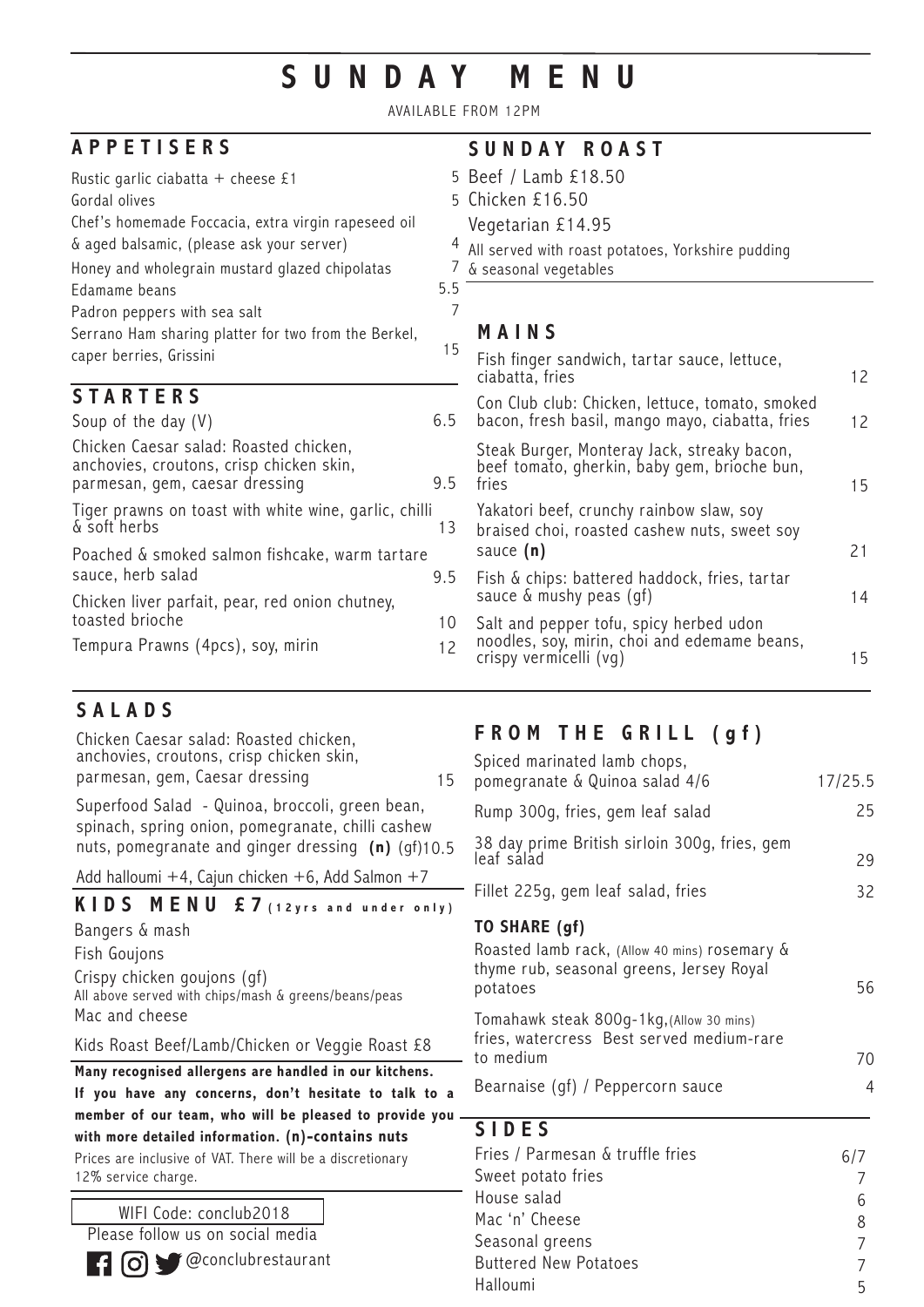# SUNDAY MENU

AVAILABLE FROM 12PM

## APPETISERS

| Item | Price |
|---|---|
| Rustic garlic ciabatta + cheese £1 | 5 |
| Gordal olives | 5 |
| Chef's homemade Foccacia, extra virgin rapeseed oil & aged balsamic, (please ask your server) | 4 |
| Honey and wholegrain mustard glazed chipolatas | 7 |
| Edamame beans | 5.5 |
| Padron peppers with sea salt | 7 |
| Serrano Ham sharing platter for two from the Berkel, caper berries, Grissini | 15 |

## STARTERS

| Item | Price |
|---|---|
| Soup of the day (V) | 6.5 |
| Chicken Caesar salad: Roasted chicken, anchovies, croutons, crisp chicken skin, parmesan, gem, caesar dressing | 9.5 |
| Tiger prawns on toast with white wine, garlic, chilli & soft herbs | 13 |
| Poached & smoked salmon fishcake, warm tartare sauce, herb salad | 9.5 |
| Chicken liver parfait, pear, red onion chutney, toasted brioche | 10 |
| Tempura Prawns (4pcs), soy, mirin | 12 |

## SALADS

| Item | Price |
|---|---|
| Chicken Caesar salad: Roasted chicken, anchovies, croutons, crisp chicken skin, parmesan, gem, Caesar dressing | 15 |
| Superfood Salad - Quinoa, broccoli, green bean, spinach, spring onion, pomegranate, chilli cashew nuts, pomegranate and ginger dressing **(n)** (gf) | 10.5 |

Add halloumi +4, Cajun chicken +6, Add Salmon +7

## KIDS MENU £7 (12yrs and under only)

- Bangers & mash
- Fish Goujons
- Crispy chicken goujons (gf)

All above served with chips/mash & greens/beans/peas

- Mac and cheese

Kids Roast Beef/Lamb/Chicken or Veggie Roast £8

**Many recognised allergens are handled in our kitchens. If you have any concerns, don't hesitate to talk to a member of our team, who will be pleased to provide you with more detailed information. (n)-contains nuts**

Prices are inclusive of VAT. There will be a discretionary 12% service charge.

WIFI Code: conclub2018

Please follow us on social media

@conclubrestaurant

## SUNDAY ROAST

- Beef / Lamb £18.50
- Chicken £16.50
- Vegetarian £14.95

All served with roast potatoes, Yorkshire pudding & seasonal vegetables

## MAINS

| Item | Price |
|---|---|
| Fish finger sandwich, tartar sauce, lettuce, ciabatta, fries | 12 |
| Con Club club: Chicken, lettuce, tomato, smoked bacon, fresh basil, mango mayo, ciabatta, fries | 12 |
| Steak Burger, Monteray Jack, streaky bacon, beef tomato, gherkin, baby gem, brioche bun, fries | 15 |
| Yakatori beef, crunchy rainbow slaw, soy braised choi, roasted cashew nuts, sweet soy sauce **(n)** | 21 |
| Fish & chips: battered haddock, fries, tartar sauce & mushy peas (gf) | 14 |
| Salt and pepper tofu, spicy herbed udon noodles, soy, mirin, choi and edemame beans, crispy vermicelli (vg) | 15 |

## FROM THE GRILL (gf)

| Item | Price |
|---|---|
| Spiced marinated lamb chops, pomegranate & Quinoa salad 4/6 | 17/25.5 |
| Rump 300g, fries, gem leaf salad | 25 |
| 38 day prime British sirloin 300g, fries, gem leaf salad | 29 |
| Fillet 225g, gem leaf salad, fries | 32 |

### TO SHARE (gf)

| Item | Price |
|---|---|
| Roasted lamb rack, (Allow 40 mins) rosemary & thyme rub, seasonal greens, Jersey Royal potatoes | 56 |
| Tomahawk steak 800g-1kg,(Allow 30 mins) fries, watercress Best served medium-rare to medium | 70 |
| Bearnaise (gf) / Peppercorn sauce | 4 |

## SIDES

| Item | Price |
|---|---|
| Fries / Parmesan & truffle fries | 6/7 |
| Sweet potato fries | 7 |
| House salad | 6 |
| Mac 'n' Cheese | 8 |
| Seasonal greens | 7 |
| Buttered New Potatoes | 7 |
| Halloumi | 5 |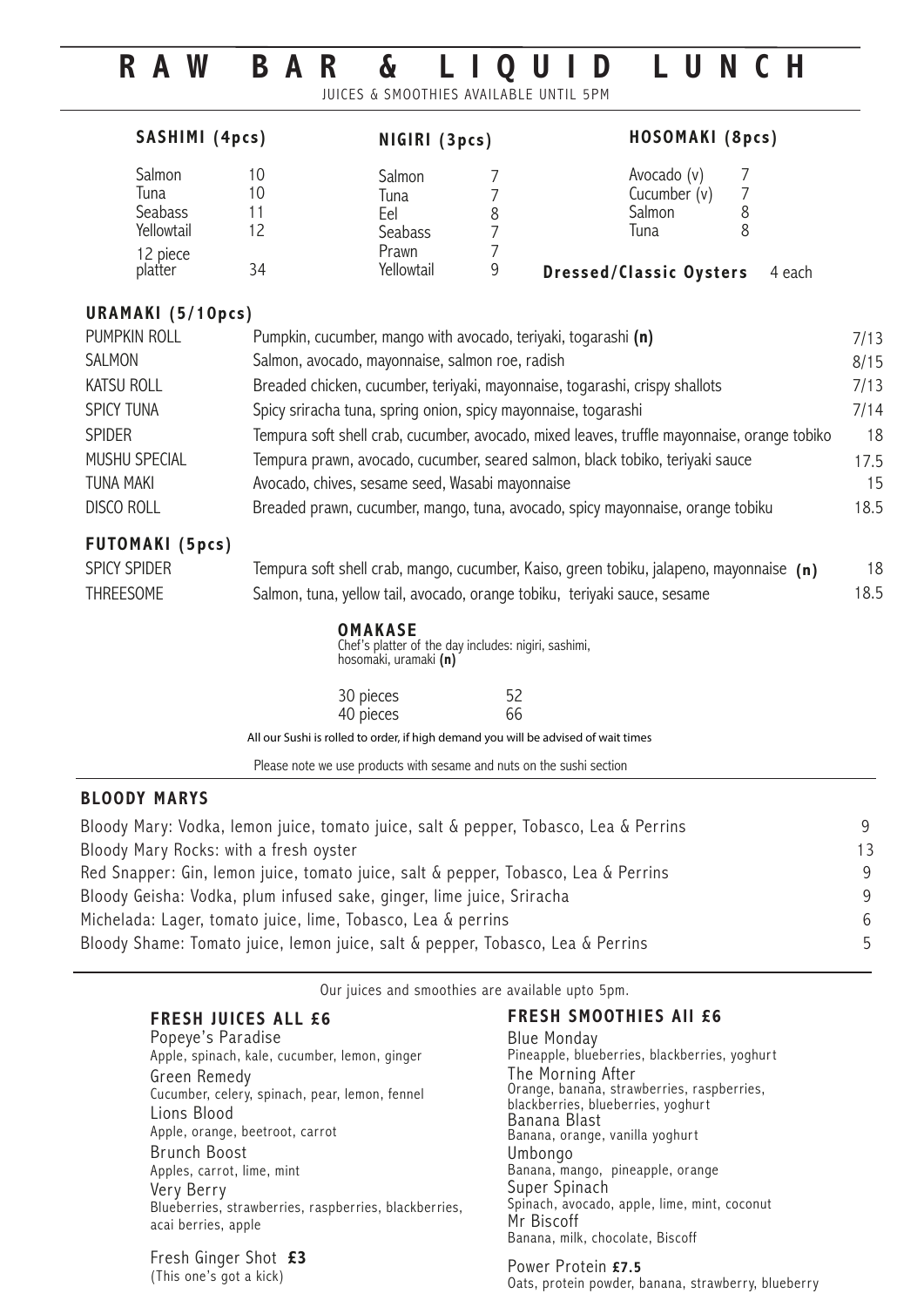# RAW BAR & LIQUID LUNCH

JUICES & SMOOTHIES AVAILABLE UNTIL 5PM

## SASHIMI (4pcs)

| | |
|---|---|
| Salmon | 10 |
| Tuna | 10 |
| Seabass | 11 |
| Yellowtail | 12 |
| 12 piece platter | 34 |

## NIGIRI (3pcs)

| | |
|---|---|
| Salmon | 7 |
| Tuna | 7 |
| Eel | 8 |
| Seabass | 7 |
| Prawn | 7 |
| Yellowtail | 9 |

## HOSOMAKI (8pcs)

| | |
|---|---|
| Avocado (v) | 7 |
| Cucumber (v) | 7 |
| Salmon | 8 |
| Tuna | 8 |

**Dressed/Classic Oysters** 4 each

## URAMAKI (5/10pcs)

| | | |
|---|---|---|
| PUMPKIN ROLL | Pumpkin, cucumber, mango with avocado, teriyaki, togarashi **(n)** | 7/13 |
| SALMON | Salmon, avocado, mayonnaise, salmon roe, radish | 8/15 |
| KATSU ROLL | Breaded chicken, cucumber, teriyaki, mayonnaise, togarashi, crispy shallots | 7/13 |
| SPICY TUNA | Spicy sriracha tuna, spring onion, spicy mayonnaise, togarashi | 7/14 |
| SPIDER | Tempura soft shell crab, cucumber, avocado, mixed leaves, truffle mayonnaise, orange tobiko | 18 |
| MUSHU SPECIAL | Tempura prawn, avocado, cucumber, seared salmon, black tobiko, teriyaki sauce | 17.5 |
| TUNA MAKI | Avocado, chives, sesame seed, Wasabi mayonnaise | 15 |
| DISCO ROLL | Breaded prawn, cucumber, mango, tuna, avocado, spicy mayonnaise, orange tobiku | 18.5 |

## FUTOMAKI (5pcs)

| | | |
|---|---|---|
| SPICY SPIDER | Tempura soft shell crab, mango, cucumber, Kaiso, green tobiku, jalapeno, mayonnaise **(n)** | 18 |
| THREESOME | Salmon, tuna, yellow tail, avocado, orange tobiku, teriyaki sauce, sesame | 18.5 |

### OMAKASE

Chef's platter of the day includes: nigiri, sashimi, hosomaki, uramaki **(n)**

| | |
|---|---|
| 30 pieces | 52 |
| 40 pieces | 66 |

All our Sushi is rolled to order, if high demand you will be advised of wait times

Please note we use products with sesame and nuts on the sushi section

## BLOODY MARYS

| | |
|---|---|
| Bloody Mary: Vodka, lemon juice, tomato juice, salt & pepper, Tobasco, Lea & Perrins | 9 |
| Bloody Mary Rocks: with a fresh oyster | 13 |
| Red Snapper: Gin, lemon juice, tomato juice, salt & pepper, Tobasco, Lea & Perrins | 9 |
| Bloody Geisha: Vodka, plum infused sake, ginger, lime juice, Sriracha | 9 |
| Michelada: Lager, tomato juice, lime, Tobasco, Lea & perrins | 6 |
| Bloody Shame: Tomato juice, lemon juice, salt & pepper, Tobasco, Lea & Perrins | 5 |

Our juices and smoothies are available upto 5pm.

## FRESH JUICES ALL £6

Popeye's Paradise
Apple, spinach, kale, cucumber, lemon, ginger

Green Remedy
Cucumber, celery, spinach, pear, lemon, fennel

Lions Blood
Apple, orange, beetroot, carrot

Brunch Boost
Apples, carrot, lime, mint

Very Berry
Blueberries, strawberries, raspberries, blackberries, acai berries, apple

Fresh Ginger Shot **£3**
(This one's got a kick)

## FRESH SMOOTHIES All £6

Blue Monday
Pineapple, blueberries, blackberries, yoghurt

The Morning After
Orange, banana, strawberries, raspberries, blackberries, blueberries, yoghurt

Banana Blast
Banana, orange, vanilla yoghurt

Umbongo
Banana, mango, pineapple, orange

Super Spinach
Spinach, avocado, apple, lime, mint, coconut

Mr Biscoff
Banana, milk, chocolate, Biscoff

Power Protein **£7.5**
Oats, protein powder, banana, strawberry, blueberry